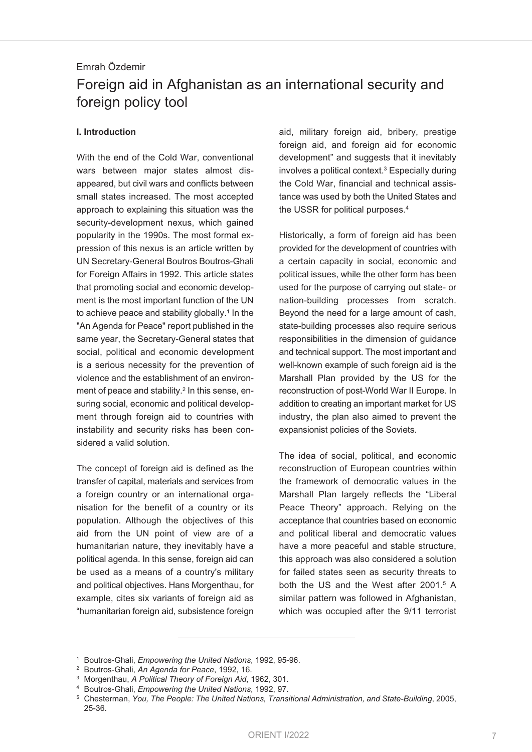Emrah Özdemir

# Foreign aid in Afghanistan as an international security and foreign policy tool

## I. Introduction

With the end of the Cold War, conventional wars between major states almost disappeared, but civil wars and conflicts between small states increased. The most accepted approach to explaining this situation was the security-development nexus, which gained popularity in the 1990s. The most formal expression of this nexus is an article written by UN Secretary-General Boutros Boutros-Ghali for Foreign Affairs in 1992. This article states that promoting social and economic development is the most important function of the UN to achieve peace and stability globally.[1] In the "An Agenda for Peace" report published in the same year, the Secretary-General states that social, political and economic development is a serious necessity for the prevention of violence and the establishment of an environment of peace and stability.[2] In this sense, ensuring social, economic and political development through foreign aid to countries with instability and security risks has been considered a valid solution.

The concept of foreign aid is defined as the transfer of capital, materials and services from a foreign country or an international organisation for the benefit of a country or its population. Although the objectives of this aid from the UN point of view are of a humanitarian nature, they inevitably have a political agenda. In this sense, foreign aid can be used as a means of a country's military and political objectives. Hans Morgenthau, for example, cites six variants of foreign aid as "humanitarian foreign aid, subsistence foreign aid, military foreign aid, bribery, prestige foreign aid, and foreign aid for economic development" and suggests that it inevitably involves a political context.[3] Especially during the Cold War, financial and technical assistance was used by both the United States and the USSR for political purposes.[4]

Historically, a form of foreign aid has been provided for the development of countries with a certain capacity in social, economic and political issues, while the other form has been used for the purpose of carrying out state- or nation-building processes from scratch. Beyond the need for a large amount of cash, state-building processes also require serious responsibilities in the dimension of guidance and technical support. The most important and well-known example of such foreign aid is the Marshall Plan provided by the US for the reconstruction of post-World War II Europe. In addition to creating an important market for US industry, the plan also aimed to prevent the expansionist policies of the Soviets.

The idea of social, political, and economic reconstruction of European countries within the framework of democratic values in the Marshall Plan largely reflects the "Liberal Peace Theory" approach. Relying on the acceptance that countries based on economic and political liberal and democratic values have a more peaceful and stable structure, this approach was also considered a solution for failed states seen as security threats to both the US and the West after 2001.[5] A similar pattern was followed in Afghanistan, which was occupied after the 9/11 terrorist

---

[1] Boutros-Ghali, *Empowering the United Nations*, 1992, 95-96.

[2] Boutros-Ghali, *An Agenda for Peace*, 1992, 16.

[3] Morgenthau, *A Political Theory of Foreign Aid*, 1962, 301.

[4] Boutros-Ghali, *Empowering the United Nations*, 1992, 97.

[5] Chesterman, *You, The People: The United Nations, Transitional Administration, and State-Building*, 2005, 25-36.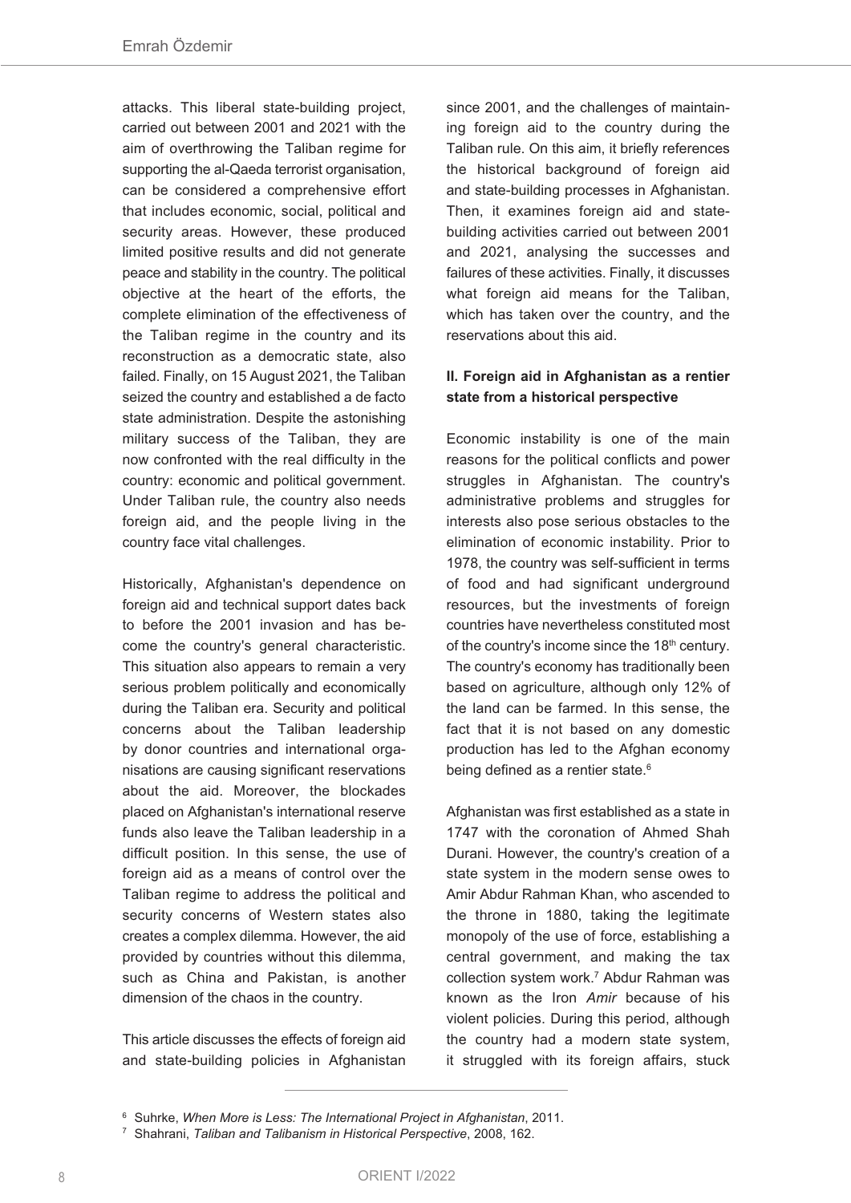attacks. This liberal state-building project, carried out between 2001 and 2021 with the aim of overthrowing the Taliban regime for supporting the al-Qaeda terrorist organisation, can be considered a comprehensive effort that includes economic, social, political and security areas. However, these produced limited positive results and did not generate peace and stability in the country. The political objective at the heart of the efforts, the complete elimination of the effectiveness of the Taliban regime in the country and its reconstruction as a democratic state, also failed. Finally, on 15 August 2021, the Taliban seized the country and established a de facto state administration. Despite the astonishing military success of the Taliban, they are now confronted with the real difficulty in the country: economic and political government. Under Taliban rule, the country also needs foreign aid, and the people living in the country face vital challenges.

Historically, Afghanistan's dependence on foreign aid and technical support dates back to before the 2001 invasion and has become the country's general characteristic. This situation also appears to remain a very serious problem politically and economically during the Taliban era. Security and political concerns about the Taliban leadership by donor countries and international organisations are causing significant reservations about the aid. Moreover, the blockades placed on Afghanistan's international reserve funds also leave the Taliban leadership in a difficult position. In this sense, the use of foreign aid as a means of control over the Taliban regime to address the political and security concerns of Western states also creates a complex dilemma. However, the aid provided by countries without this dilemma, such as China and Pakistan, is another dimension of the chaos in the country.

This article discusses the effects of foreign aid and state-building policies in Afghanistan since 2001, and the challenges of maintaining foreign aid to the country during the Taliban rule. On this aim, it briefly references the historical background of foreign aid and state-building processes in Afghanistan. Then, it examines foreign aid and state-building activities carried out between 2001 and 2021, analysing the successes and failures of these activities. Finally, it discusses what foreign aid means for the Taliban, which has taken over the country, and the reservations about this aid.

## II. Foreign aid in Afghanistan as a rentier state from a historical perspective

Economic instability is one of the main reasons for the political conflicts and power struggles in Afghanistan. The country's administrative problems and struggles for interests also pose serious obstacles to the elimination of economic instability. Prior to 1978, the country was self-sufficient in terms of food and had significant underground resources, but the investments of foreign countries have nevertheless constituted most of the country's income since the 18th century. The country's economy has traditionally been based on agriculture, although only 12% of the land can be farmed. In this sense, the fact that it is not based on any domestic production has led to the Afghan economy being defined as a rentier state.[6]

Afghanistan was first established as a state in 1747 with the coronation of Ahmed Shah Durani. However, the country's creation of a state system in the modern sense owes to Amir Abdur Rahman Khan, who ascended to the throne in 1880, taking the legitimate monopoly of the use of force, establishing a central government, and making the tax collection system work.[7] Abdur Rahman was known as the Iron *Amir* because of his violent policies. During this period, although the country had a modern state system, it struggled with its foreign affairs, stuck

[6] Suhrke, *When More is Less: The International Project in Afghanistan*, 2011.

[7] Shahrani, *Taliban and Talibanism in Historical Perspective*, 2008, 162.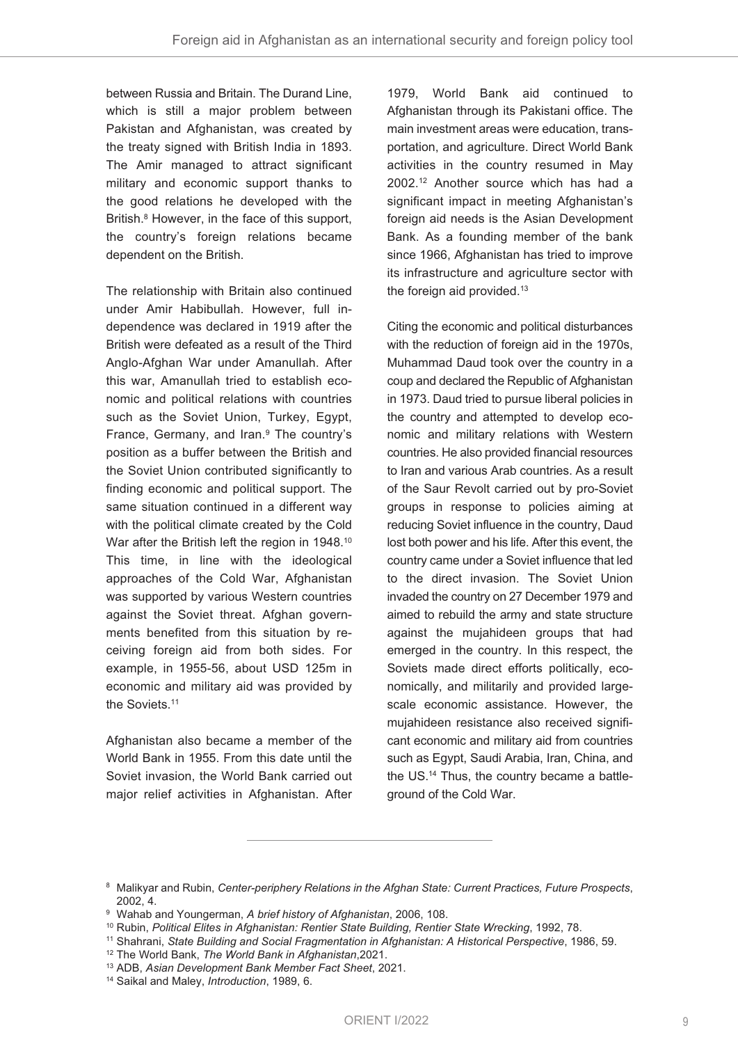between Russia and Britain. The Durand Line, which is still a major problem between Pakistan and Afghanistan, was created by the treaty signed with British India in 1893. The Amir managed to attract significant military and economic support thanks to the good relations he developed with the British.[8] However, in the face of this support, the country's foreign relations became dependent on the British.

The relationship with Britain also continued under Amir Habibullah. However, full independence was declared in 1919 after the British were defeated as a result of the Third Anglo-Afghan War under Amanullah. After this war, Amanullah tried to establish economic and political relations with countries such as the Soviet Union, Turkey, Egypt, France, Germany, and Iran.[9] The country's position as a buffer between the British and the Soviet Union contributed significantly to finding economic and political support. The same situation continued in a different way with the political climate created by the Cold War after the British left the region in 1948.[10] This time, in line with the ideological approaches of the Cold War, Afghanistan was supported by various Western countries against the Soviet threat. Afghan governments benefited from this situation by receiving foreign aid from both sides. For example, in 1955-56, about USD 125m in economic and military aid was provided by the Soviets.[11]

Afghanistan also became a member of the World Bank in 1955. From this date until the Soviet invasion, the World Bank carried out major relief activities in Afghanistan. After 1979, World Bank aid continued to Afghanistan through its Pakistani office. The main investment areas were education, transportation, and agriculture. Direct World Bank activities in the country resumed in May 2002.[12] Another source which has had a significant impact in meeting Afghanistan's foreign aid needs is the Asian Development Bank. As a founding member of the bank since 1966, Afghanistan has tried to improve its infrastructure and agriculture sector with the foreign aid provided.[13]

Citing the economic and political disturbances with the reduction of foreign aid in the 1970s, Muhammad Daud took over the country in a coup and declared the Republic of Afghanistan in 1973. Daud tried to pursue liberal policies in the country and attempted to develop economic and military relations with Western countries. He also provided financial resources to Iran and various Arab countries. As a result of the Saur Revolt carried out by pro-Soviet groups in response to policies aiming at reducing Soviet influence in the country, Daud lost both power and his life. After this event, the country came under a Soviet influence that led to the direct invasion. The Soviet Union invaded the country on 27 December 1979 and aimed to rebuild the army and state structure against the mujahideen groups that had emerged in the country. In this respect, the Soviets made direct efforts politically, economically, and militarily and provided large-scale economic assistance. However, the mujahideen resistance also received significant economic and military aid from countries such as Egypt, Saudi Arabia, Iran, China, and the US.[14] Thus, the country became a battleground of the Cold War.

---

[8] Malikyar and Rubin, *Center-periphery Relations in the Afghan State: Current Practices, Future Prospects*, 2002, 4.

[9] Wahab and Youngerman, *A brief history of Afghanistan*, 2006, 108.

[10] Rubin, *Political Elites in Afghanistan: Rentier State Building, Rentier State Wrecking*, 1992, 78.

[11] Shahrani, *State Building and Social Fragmentation in Afghanistan: A Historical Perspective*, 1986, 59.

[12] The World Bank, *The World Bank in Afghanistan*,2021.

[13] ADB, *Asian Development Bank Member Fact Sheet*, 2021.

[14] Saikal and Maley, *Introduction*, 1989, 6.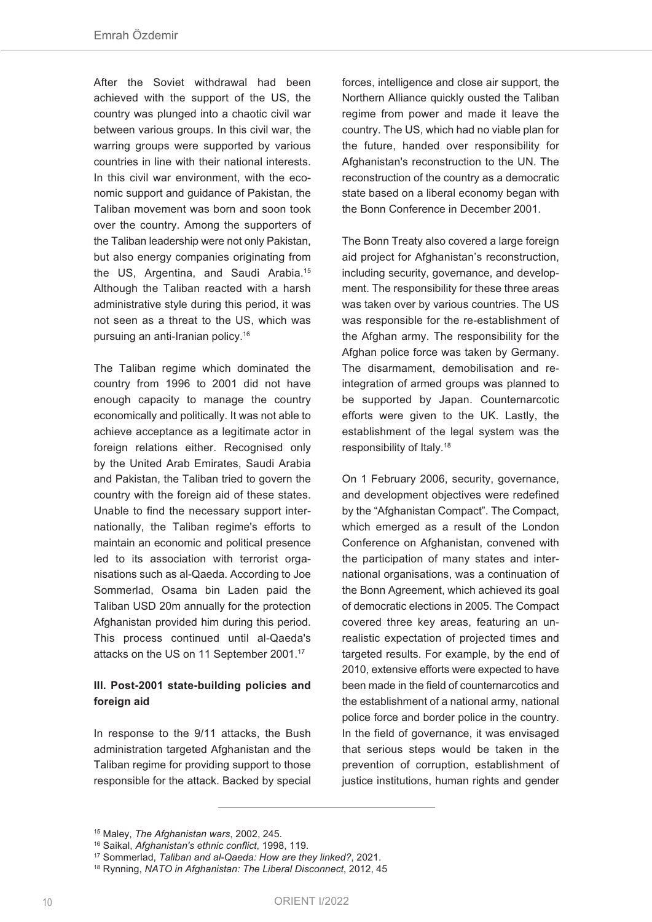After the Soviet withdrawal had been achieved with the support of the US, the country was plunged into a chaotic civil war between various groups. In this civil war, the warring groups were supported by various countries in line with their national interests. In this civil war environment, with the economic support and guidance of Pakistan, the Taliban movement was born and soon took over the country. Among the supporters of the Taliban leadership were not only Pakistan, but also energy companies originating from the US, Argentina, and Saudi Arabia.[15] Although the Taliban reacted with a harsh administrative style during this period, it was not seen as a threat to the US, which was pursuing an anti-Iranian policy.[16]

The Taliban regime which dominated the country from 1996 to 2001 did not have enough capacity to manage the country economically and politically. It was not able to achieve acceptance as a legitimate actor in foreign relations either. Recognised only by the United Arab Emirates, Saudi Arabia and Pakistan, the Taliban tried to govern the country with the foreign aid of these states. Unable to find the necessary support internationally, the Taliban regime's efforts to maintain an economic and political presence led to its association with terrorist organisations such as al-Qaeda. According to Joe Sommerlad, Osama bin Laden paid the Taliban USD 20m annually for the protection Afghanistan provided him during this period. This process continued until al-Qaeda's attacks on the US on 11 September 2001.[17]

### III. Post-2001 state-building policies and foreign aid

In response to the 9/11 attacks, the Bush administration targeted Afghanistan and the Taliban regime for providing support to those responsible for the attack. Backed by special forces, intelligence and close air support, the Northern Alliance quickly ousted the Taliban regime from power and made it leave the country. The US, which had no viable plan for the future, handed over responsibility for Afghanistan's reconstruction to the UN. The reconstruction of the country as a democratic state based on a liberal economy began with the Bonn Conference in December 2001.

The Bonn Treaty also covered a large foreign aid project for Afghanistan's reconstruction, including security, governance, and development. The responsibility for these three areas was taken over by various countries. The US was responsible for the re-establishment of the Afghan army. The responsibility for the Afghan police force was taken by Germany. The disarmament, demobilisation and reintegration of armed groups was planned to be supported by Japan. Counternarcotic efforts were given to the UK. Lastly, the establishment of the legal system was the responsibility of Italy.[18]

On 1 February 2006, security, governance, and development objectives were redefined by the "Afghanistan Compact". The Compact, which emerged as a result of the London Conference on Afghanistan, convened with the participation of many states and international organisations, was a continuation of the Bonn Agreement, which achieved its goal of democratic elections in 2005. The Compact covered three key areas, featuring an unrealistic expectation of projected times and targeted results. For example, by the end of 2010, extensive efforts were expected to have been made in the field of counternarcotics and the establishment of a national army, national police force and border police in the country. In the field of governance, it was envisaged that serious steps would be taken in the prevention of corruption, establishment of justice institutions, human rights and gender

---

[15] Maley, *The Afghanistan wars*, 2002, 245.

[16] Saikal, *Afghanistan's ethnic conflict*, 1998, 119.

[17] Sommerlad, *Taliban and al-Qaeda: How are they linked?*, 2021.

[18] Rynning, *NATO in Afghanistan: The Liberal Disconnect*, 2012, 45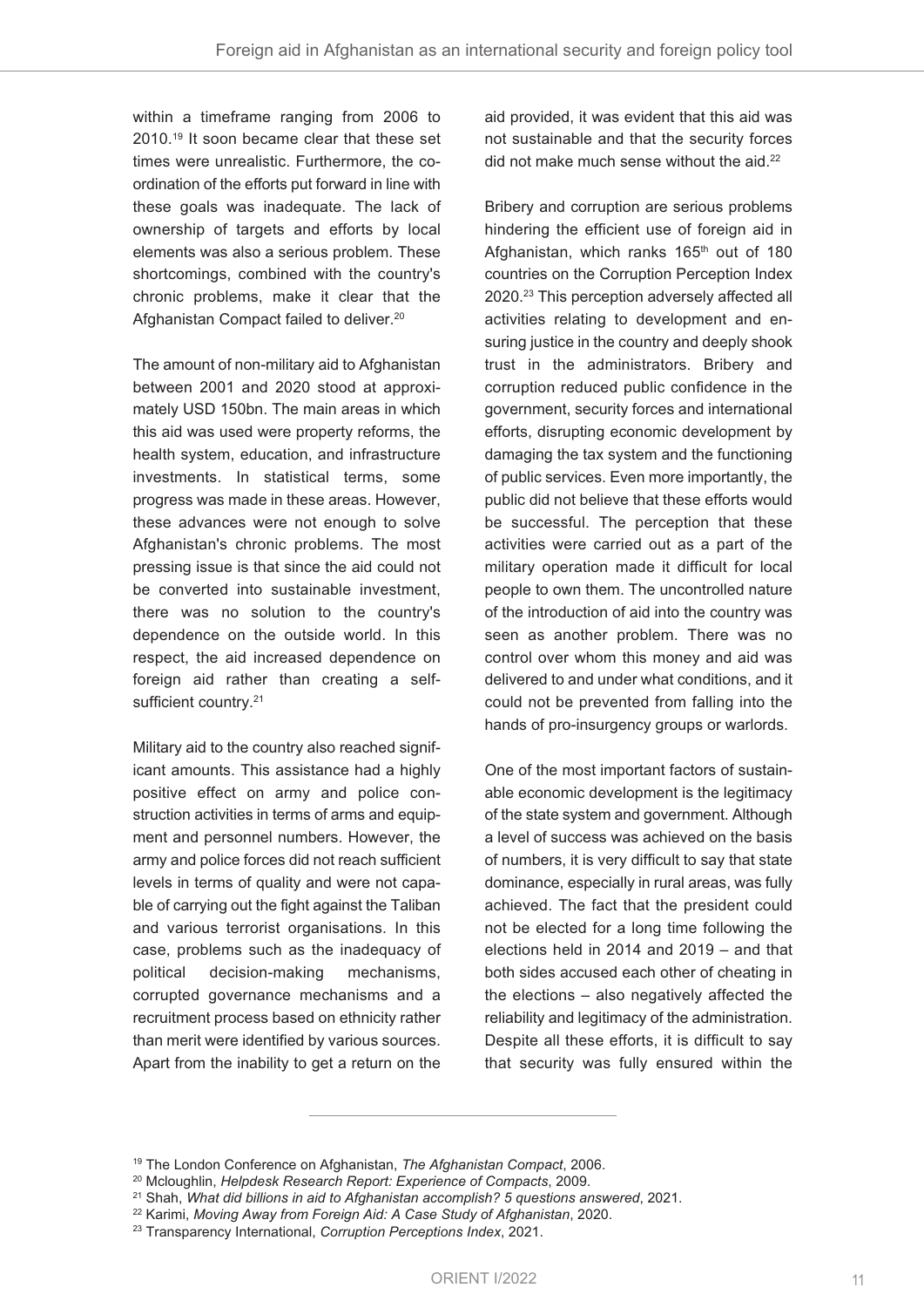within a timeframe ranging from 2006 to 2010.[19] It soon became clear that these set times were unrealistic. Furthermore, the co-ordination of the efforts put forward in line with these goals was inadequate. The lack of ownership of targets and efforts by local elements was also a serious problem. These shortcomings, combined with the country's chronic problems, make it clear that the Afghanistan Compact failed to deliver.[20]

The amount of non-military aid to Afghanistan between 2001 and 2020 stood at approximately USD 150bn. The main areas in which this aid was used were property reforms, the health system, education, and infrastructure investments. In statistical terms, some progress was made in these areas. However, these advances were not enough to solve Afghanistan's chronic problems. The most pressing issue is that since the aid could not be converted into sustainable investment, there was no solution to the country's dependence on the outside world. In this respect, the aid increased dependence on foreign aid rather than creating a self-sufficient country.[21]

Military aid to the country also reached significant amounts. This assistance had a highly positive effect on army and police construction activities in terms of arms and equipment and personnel numbers. However, the army and police forces did not reach sufficient levels in terms of quality and were not capable of carrying out the fight against the Taliban and various terrorist organisations. In this case, problems such as the inadequacy of political decision-making mechanisms, corrupted governance mechanisms and a recruitment process based on ethnicity rather than merit were identified by various sources. Apart from the inability to get a return on the aid provided, it was evident that this aid was not sustainable and that the security forces did not make much sense without the aid.[22]

Bribery and corruption are serious problems hindering the efficient use of foreign aid in Afghanistan, which ranks 165th out of 180 countries on the Corruption Perception Index 2020.[23] This perception adversely affected all activities relating to development and ensuring justice in the country and deeply shook trust in the administrators. Bribery and corruption reduced public confidence in the government, security forces and international efforts, disrupting economic development by damaging the tax system and the functioning of public services. Even more importantly, the public did not believe that these efforts would be successful. The perception that these activities were carried out as a part of the military operation made it difficult for local people to own them. The uncontrolled nature of the introduction of aid into the country was seen as another problem. There was no control over whom this money and aid was delivered to and under what conditions, and it could not be prevented from falling into the hands of pro-insurgency groups or warlords.

One of the most important factors of sustainable economic development is the legitimacy of the state system and government. Although a level of success was achieved on the basis of numbers, it is very difficult to say that state dominance, especially in rural areas, was fully achieved. The fact that the president could not be elected for a long time following the elections held in 2014 and 2019 – and that both sides accused each other of cheating in the elections – also negatively affected the reliability and legitimacy of the administration. Despite all these efforts, it is difficult to say that security was fully ensured within the

---

[19] The London Conference on Afghanistan, *The Afghanistan Compact*, 2006.

[20] Mcloughlin, *Helpdesk Research Report: Experience of Compacts*, 2009.

[21] Shah, *What did billions in aid to Afghanistan accomplish? 5 questions answered*, 2021.

[22] Karimi, *Moving Away from Foreign Aid: A Case Study of Afghanistan*, 2020.

[23] Transparency International, *Corruption Perceptions Index*, 2021.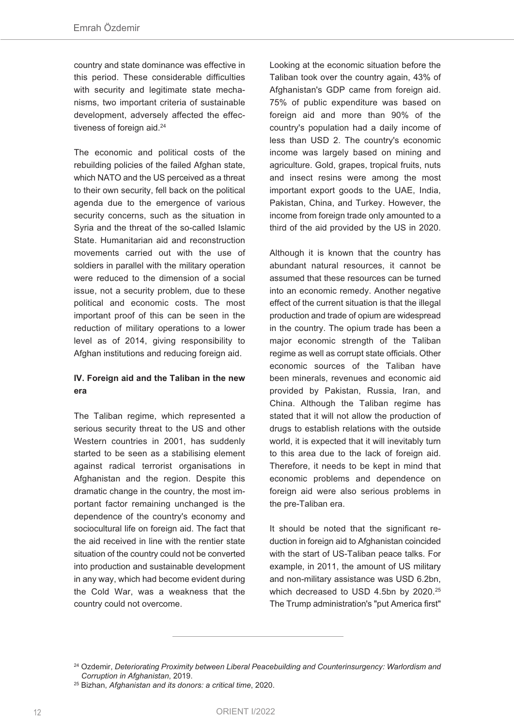country and state dominance was effective in this period. These considerable difficulties with security and legitimate state mechanisms, two important criteria of sustainable development, adversely affected the effectiveness of foreign aid.[24]

The economic and political costs of the rebuilding policies of the failed Afghan state, which NATO and the US perceived as a threat to their own security, fell back on the political agenda due to the emergence of various security concerns, such as the situation in Syria and the threat of the so-called Islamic State. Humanitarian aid and reconstruction movements carried out with the use of soldiers in parallel with the military operation were reduced to the dimension of a social issue, not a security problem, due to these political and economic costs. The most important proof of this can be seen in the reduction of military operations to a lower level as of 2014, giving responsibility to Afghan institutions and reducing foreign aid.

### IV. Foreign aid and the Taliban in the new era

The Taliban regime, which represented a serious security threat to the US and other Western countries in 2001, has suddenly started to be seen as a stabilising element against radical terrorist organisations in Afghanistan and the region. Despite this dramatic change in the country, the most important factor remaining unchanged is the dependence of the country's economy and sociocultural life on foreign aid. The fact that the aid received in line with the rentier state situation of the country could not be converted into production and sustainable development in any way, which had become evident during the Cold War, was a weakness that the country could not overcome.

Looking at the economic situation before the Taliban took over the country again, 43% of Afghanistan's GDP came from foreign aid. 75% of public expenditure was based on foreign aid and more than 90% of the country's population had a daily income of less than USD 2. The country's economic income was largely based on mining and agriculture. Gold, grapes, tropical fruits, nuts and insect resins were among the most important export goods to the UAE, India, Pakistan, China, and Turkey. However, the income from foreign trade only amounted to a third of the aid provided by the US in 2020.

Although it is known that the country has abundant natural resources, it cannot be assumed that these resources can be turned into an economic remedy. Another negative effect of the current situation is that the illegal production and trade of opium are widespread in the country. The opium trade has been a major economic strength of the Taliban regime as well as corrupt state officials. Other economic sources of the Taliban have been minerals, revenues and economic aid provided by Pakistan, Russia, Iran, and China. Although the Taliban regime has stated that it will not allow the production of drugs to establish relations with the outside world, it is expected that it will inevitably turn to this area due to the lack of foreign aid. Therefore, it needs to be kept in mind that economic problems and dependence on foreign aid were also serious problems in the pre-Taliban era.

It should be noted that the significant reduction in foreign aid to Afghanistan coincided with the start of US-Taliban peace talks. For example, in 2011, the amount of US military and non-military assistance was USD 6.2bn, which decreased to USD 4.5bn by 2020.[25] The Trump administration's "put America first"

---

[24] Ozdemir, *Deteriorating Proximity between Liberal Peacebuilding and Counterinsurgency: Warlordism and Corruption in Afghanistan*, 2019.

[25] Bizhan, *Afghanistan and its donors: a critical time*, 2020.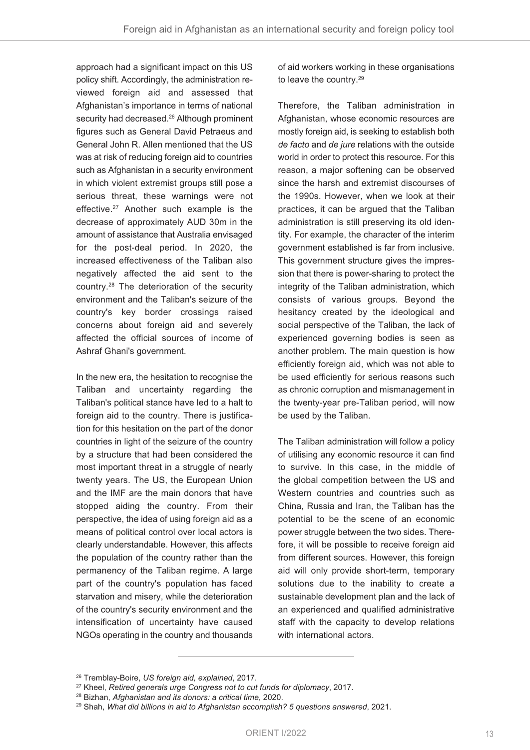approach had a significant impact on this US policy shift. Accordingly, the administration reviewed foreign aid and assessed that Afghanistan's importance in terms of national security had decreased.[26] Although prominent figures such as General David Petraeus and General John R. Allen mentioned that the US was at risk of reducing foreign aid to countries such as Afghanistan in a security environment in which violent extremist groups still pose a serious threat, these warnings were not effective.[27] Another such example is the decrease of approximately AUD 30m in the amount of assistance that Australia envisaged for the post-deal period. In 2020, the increased effectiveness of the Taliban also negatively affected the aid sent to the country.[28] The deterioration of the security environment and the Taliban's seizure of the country's key border crossings raised concerns about foreign aid and severely affected the official sources of income of Ashraf Ghani's government.

In the new era, the hesitation to recognise the Taliban and uncertainty regarding the Taliban's political stance have led to a halt to foreign aid to the country. There is justification for this hesitation on the part of the donor countries in light of the seizure of the country by a structure that had been considered the most important threat in a struggle of nearly twenty years. The US, the European Union and the IMF are the main donors that have stopped aiding the country. From their perspective, the idea of using foreign aid as a means of political control over local actors is clearly understandable. However, this affects the population of the country rather than the permanency of the Taliban regime. A large part of the country's population has faced starvation and misery, while the deterioration of the country's security environment and the intensification of uncertainty have caused NGOs operating in the country and thousands of aid workers working in these organisations to leave the country.[29]

Therefore, the Taliban administration in Afghanistan, whose economic resources are mostly foreign aid, is seeking to establish both *de facto* and *de jure* relations with the outside world in order to protect this resource. For this reason, a major softening can be observed since the harsh and extremist discourses of the 1990s. However, when we look at their practices, it can be argued that the Taliban administration is still preserving its old identity. For example, the character of the interim government established is far from inclusive. This government structure gives the impression that there is power-sharing to protect the integrity of the Taliban administration, which consists of various groups. Beyond the hesitancy created by the ideological and social perspective of the Taliban, the lack of experienced governing bodies is seen as another problem. The main question is how efficiently foreign aid, which was not able to be used efficiently for serious reasons such as chronic corruption and mismanagement in the twenty-year pre-Taliban period, will now be used by the Taliban.

The Taliban administration will follow a policy of utilising any economic resource it can find to survive. In this case, in the middle of the global competition between the US and Western countries and countries such as China, Russia and Iran, the Taliban has the potential to be the scene of an economic power struggle between the two sides. Therefore, it will be possible to receive foreign aid from different sources. However, this foreign aid will only provide short-term, temporary solutions due to the inability to create a sustainable development plan and the lack of an experienced and qualified administrative staff with the capacity to develop relations with international actors.

---

[26] Tremblay-Boire, *US foreign aid, explained*, 2017.

[27] Kheel, *Retired generals urge Congress not to cut funds for diplomacy*, 2017.

[28] Bizhan, *Afghanistan and its donors: a critical time*, 2020.

[29] Shah, *What did billions in aid to Afghanistan accomplish? 5 questions answered*, 2021.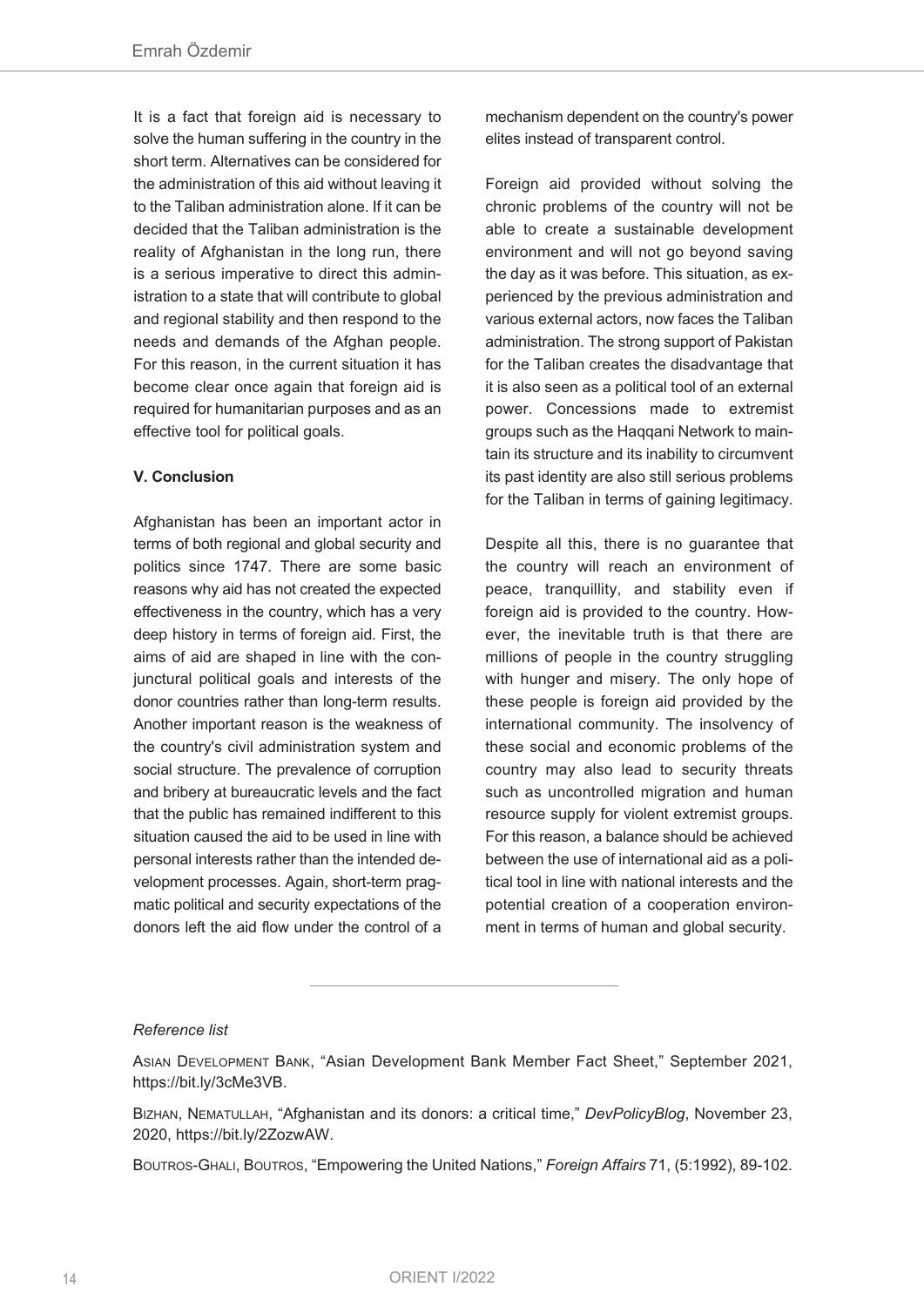It is a fact that foreign aid is necessary to solve the human suffering in the country in the short term. Alternatives can be considered for the administration of this aid without leaving it to the Taliban administration alone. If it can be decided that the Taliban administration is the reality of Afghanistan in the long run, there is a serious imperative to direct this administration to a state that will contribute to global and regional stability and then respond to the needs and demands of the Afghan people. For this reason, in the current situation it has become clear once again that foreign aid is required for humanitarian purposes and as an effective tool for political goals.

**V. Conclusion**

Afghanistan has been an important actor in terms of both regional and global security and politics since 1747. There are some basic reasons why aid has not created the expected effectiveness in the country, which has a very deep history in terms of foreign aid. First, the aims of aid are shaped in line with the conjunctural political goals and interests of the donor countries rather than long-term results. Another important reason is the weakness of the country's civil administration system and social structure. The prevalence of corruption and bribery at bureaucratic levels and the fact that the public has remained indifferent to this situation caused the aid to be used in line with personal interests rather than the intended development processes. Again, short-term pragmatic political and security expectations of the donors left the aid flow under the control of a mechanism dependent on the country's power elites instead of transparent control.

Foreign aid provided without solving the chronic problems of the country will not be able to create a sustainable development environment and will not go beyond saving the day as it was before. This situation, as experienced by the previous administration and various external actors, now faces the Taliban administration. The strong support of Pakistan for the Taliban creates the disadvantage that it is also seen as a political tool of an external power. Concessions made to extremist groups such as the Haqqani Network to maintain its structure and its inability to circumvent its past identity are also still serious problems for the Taliban in terms of gaining legitimacy.

Despite all this, there is no guarantee that the country will reach an environment of peace, tranquillity, and stability even if foreign aid is provided to the country. However, the inevitable truth is that there are millions of people in the country struggling with hunger and misery. The only hope of these people is foreign aid provided by the international community. The insolvency of these social and economic problems of the country may also lead to security threats such as uncontrolled migration and human resource supply for violent extremist groups. For this reason, a balance should be achieved between the use of international aid as a political tool in line with national interests and the potential creation of a cooperation environment in terms of human and global security.

---

*Reference list*

Asian Development Bank, "Asian Development Bank Member Fact Sheet," September 2021, https://bit.ly/3cMe3VB.

Bizhan, Nematullah, "Afghanistan and its donors: a critical time," *DevPolicyBlog*, November 23, 2020, https://bit.ly/2ZozwAW.

Boutros-Ghali, Boutros, "Empowering the United Nations," *Foreign Affairs* 71, (5:1992), 89-102.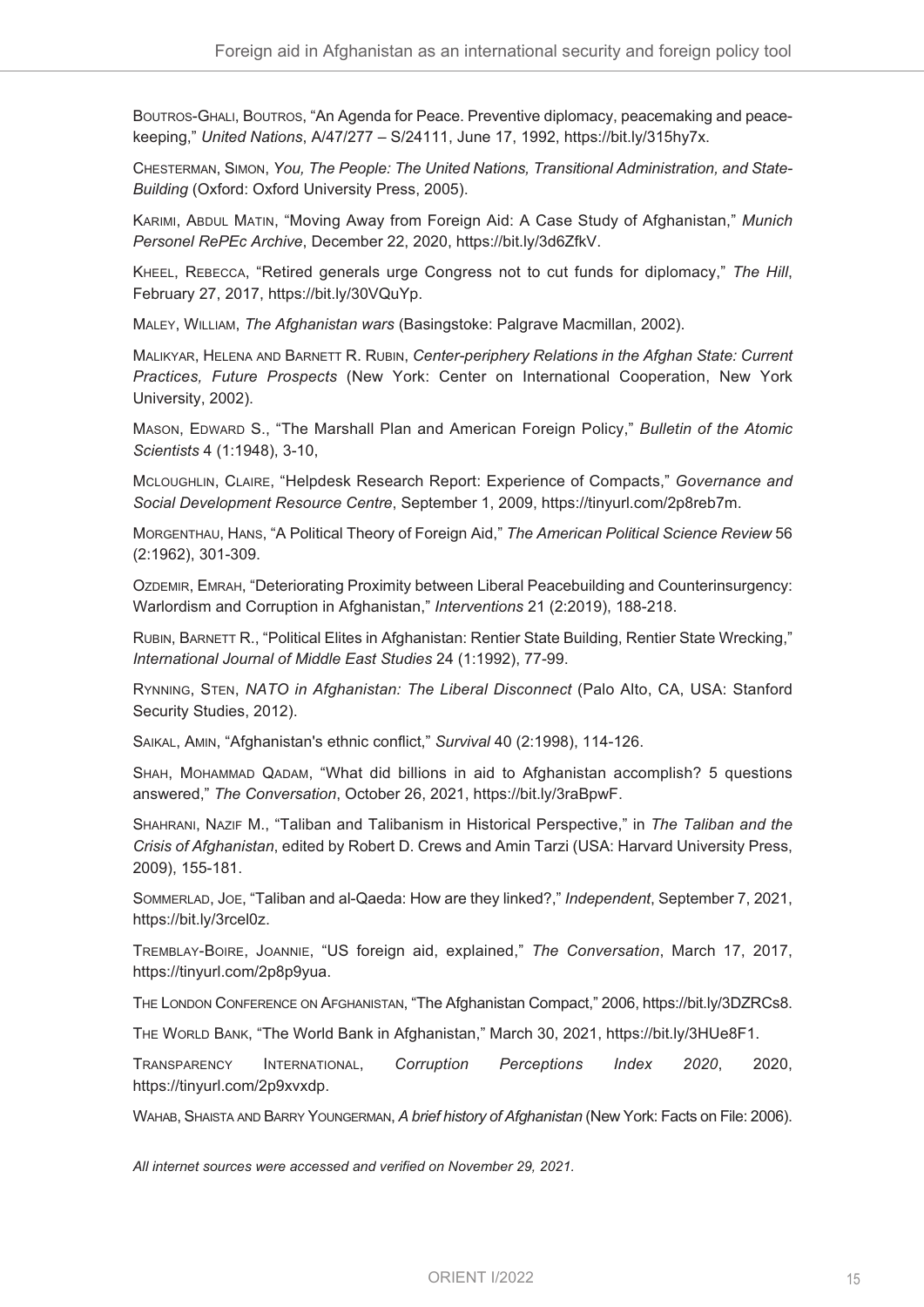Boutros-Ghali, Boutros, "An Agenda for Peace. Preventive diplomacy, peacemaking and peace-keeping," *United Nations*, A/47/277 – S/24111, June 17, 1992, https://bit.ly/315hy7x.

Chesterman, Simon, *You, The People: The United Nations, Transitional Administration, and State-Building* (Oxford: Oxford University Press, 2005).

Karimi, Abdul Matin, "Moving Away from Foreign Aid: A Case Study of Afghanistan," *Munich Personel RePEc Archive*, December 22, 2020, https://bit.ly/3d6ZfkV.

Kheel, Rebecca, "Retired generals urge Congress not to cut funds for diplomacy," *The Hill*, February 27, 2017, https://bit.ly/30VQuYp.

Maley, William, *The Afghanistan wars* (Basingstoke: Palgrave Macmillan, 2002).

Malikyar, Helena and Barnett R. Rubin, *Center-periphery Relations in the Afghan State: Current Practices, Future Prospects* (New York: Center on International Cooperation, New York University, 2002).

Mason, Edward S., "The Marshall Plan and American Foreign Policy," *Bulletin of the Atomic Scientists* 4 (1:1948), 3-10,

Mcloughlin, Claire, "Helpdesk Research Report: Experience of Compacts," *Governance and Social Development Resource Centre*, September 1, 2009, https://tinyurl.com/2p8reb7m.

Morgenthau, Hans, "A Political Theory of Foreign Aid," *The American Political Science Review* 56 (2:1962), 301-309.

Ozdemir, Emrah, "Deteriorating Proximity between Liberal Peacebuilding and Counterinsurgency: Warlordism and Corruption in Afghanistan," *Interventions* 21 (2:2019), 188-218.

Rubin, Barnett R., "Political Elites in Afghanistan: Rentier State Building, Rentier State Wrecking," *International Journal of Middle East Studies* 24 (1:1992), 77-99.

Rynning, Sten, *NATO in Afghanistan: The Liberal Disconnect* (Palo Alto, CA, USA: Stanford Security Studies, 2012).

Saikal, Amin, "Afghanistan's ethnic conflict," *Survival* 40 (2:1998), 114-126.

Shah, Mohammad Qadam, "What did billions in aid to Afghanistan accomplish? 5 questions answered," *The Conversation*, October 26, 2021, https://bit.ly/3raBpwF.

Shahrani, Nazif M., "Taliban and Talibanism in Historical Perspective," in *The Taliban and the Crisis of Afghanistan*, edited by Robert D. Crews and Amin Tarzi (USA: Harvard University Press, 2009), 155-181.

Sommerlad, Joe, "Taliban and al-Qaeda: How are they linked?," *Independent*, September 7, 2021, https://bit.ly/3rcel0z.

Tremblay-Boire, Joannie, "US foreign aid, explained," *The Conversation*, March 17, 2017, https://tinyurl.com/2p8p9yua.

The London Conference on Afghanistan, "The Afghanistan Compact," 2006, https://bit.ly/3DZRCs8.

The World Bank, "The World Bank in Afghanistan," March 30, 2021, https://bit.ly/3HUe8F1.

Transparency International, *Corruption Perceptions Index 2020*, 2020, https://tinyurl.com/2p9xvxdp.

Wahab, Shaista and Barry Youngerman, *A brief history of Afghanistan* (New York: Facts on File: 2006).

*All internet sources were accessed and verified on November 29, 2021.*